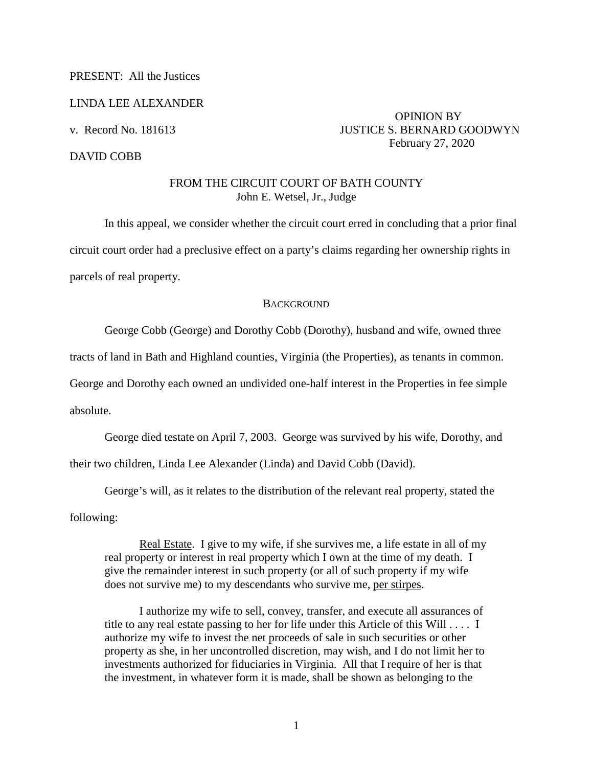PRESENT: All the Justices

LINDA LEE ALEXANDER

v. Record No. 181613

DAVID COBB

OPINION BY JUSTICE S. BERNARD GOODWYN
February 27, 2020

FROM THE CIRCUIT COURT OF BATH COUNTY
John E. Wetsel, Jr., Judge

In this appeal, we consider whether the circuit court erred in concluding that a prior final circuit court order had a preclusive effect on a party's claims regarding her ownership rights in parcels of real property.

## BACKGROUND

George Cobb (George) and Dorothy Cobb (Dorothy), husband and wife, owned three tracts of land in Bath and Highland counties, Virginia (the Properties), as tenants in common. George and Dorothy each owned an undivided one-half interest in the Properties in fee simple absolute.

George died testate on April 7, 2003. George was survived by his wife, Dorothy, and their two children, Linda Lee Alexander (Linda) and David Cobb (David).

George's will, as it relates to the distribution of the relevant real property, stated the following:

> Real Estate. I give to my wife, if she survives me, a life estate in all of my real property or interest in real property which I own at the time of my death. I give the remainder interest in such property (or all of such property if my wife does not survive me) to my descendants who survive me, per stirpes.
>
> I authorize my wife to sell, convey, transfer, and execute all assurances of title to any real estate passing to her for life under this Article of this Will . . . . I authorize my wife to invest the net proceeds of sale in such securities or other property as she, in her uncontrolled discretion, may wish, and I do not limit her to investments authorized for fiduciaries in Virginia. All that I require of her is that the investment, in whatever form it is made, shall be shown as belonging to the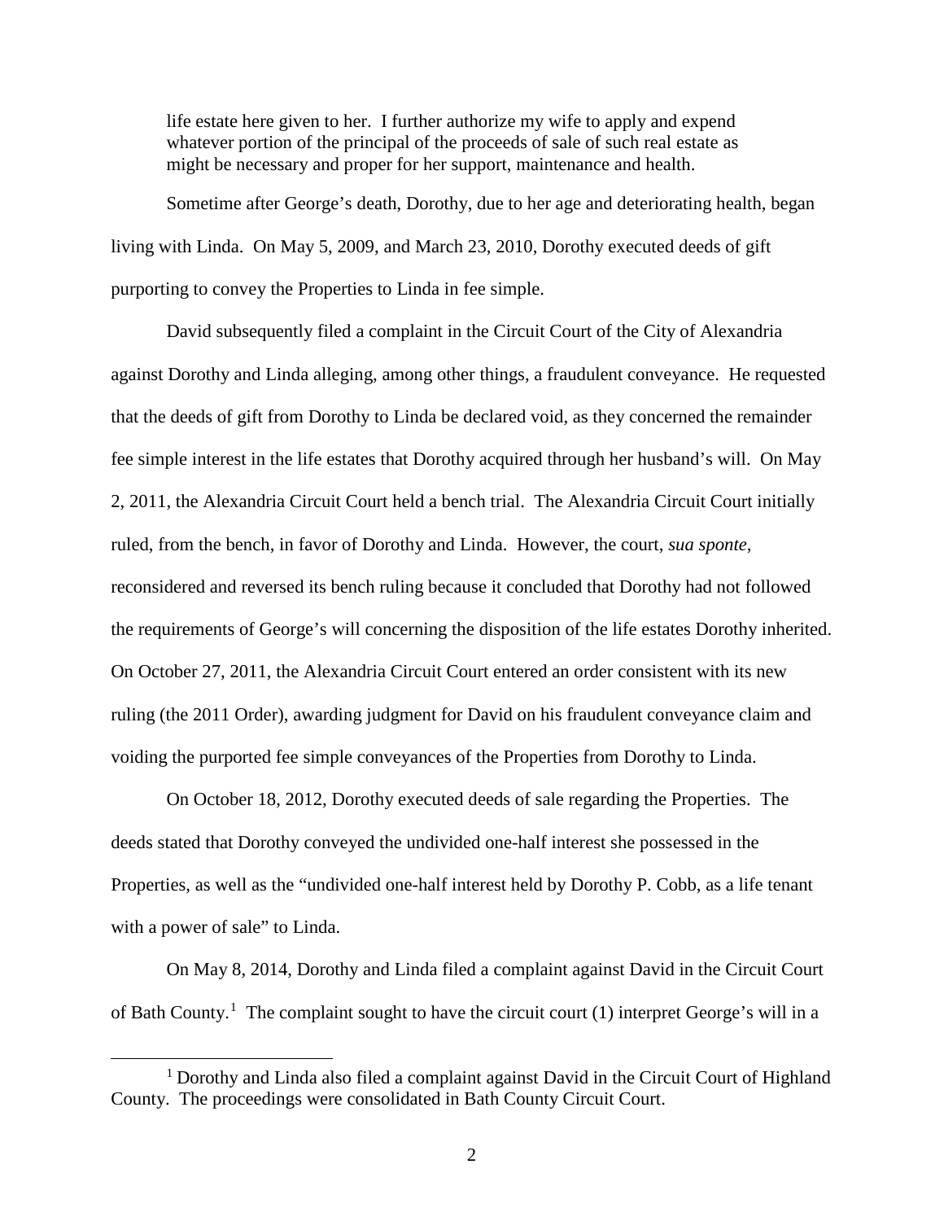> life estate here given to her. I further authorize my wife to apply and expend whatever portion of the principal of the proceeds of sale of such real estate as might be necessary and proper for her support, maintenance and health.

Sometime after George's death, Dorothy, due to her age and deteriorating health, began living with Linda. On May 5, 2009, and March 23, 2010, Dorothy executed deeds of gift purporting to convey the Properties to Linda in fee simple.

David subsequently filed a complaint in the Circuit Court of the City of Alexandria against Dorothy and Linda alleging, among other things, a fraudulent conveyance. He requested that the deeds of gift from Dorothy to Linda be declared void, as they concerned the remainder fee simple interest in the life estates that Dorothy acquired through her husband's will. On May 2, 2011, the Alexandria Circuit Court held a bench trial. The Alexandria Circuit Court initially ruled, from the bench, in favor of Dorothy and Linda. However, the court, *sua sponte*, reconsidered and reversed its bench ruling because it concluded that Dorothy had not followed the requirements of George's will concerning the disposition of the life estates Dorothy inherited. On October 27, 2011, the Alexandria Circuit Court entered an order consistent with its new ruling (the 2011 Order), awarding judgment for David on his fraudulent conveyance claim and voiding the purported fee simple conveyances of the Properties from Dorothy to Linda.

On October 18, 2012, Dorothy executed deeds of sale regarding the Properties. The deeds stated that Dorothy conveyed the undivided one-half interest she possessed in the Properties, as well as the "undivided one-half interest held by Dorothy P. Cobb, as a life tenant with a power of sale" to Linda.

On May 8, 2014, Dorothy and Linda filed a complaint against David in the Circuit Court of Bath County.[1] The complaint sought to have the circuit court (1) interpret George's will in a

[1] Dorothy and Linda also filed a complaint against David in the Circuit Court of Highland County. The proceedings were consolidated in Bath County Circuit Court.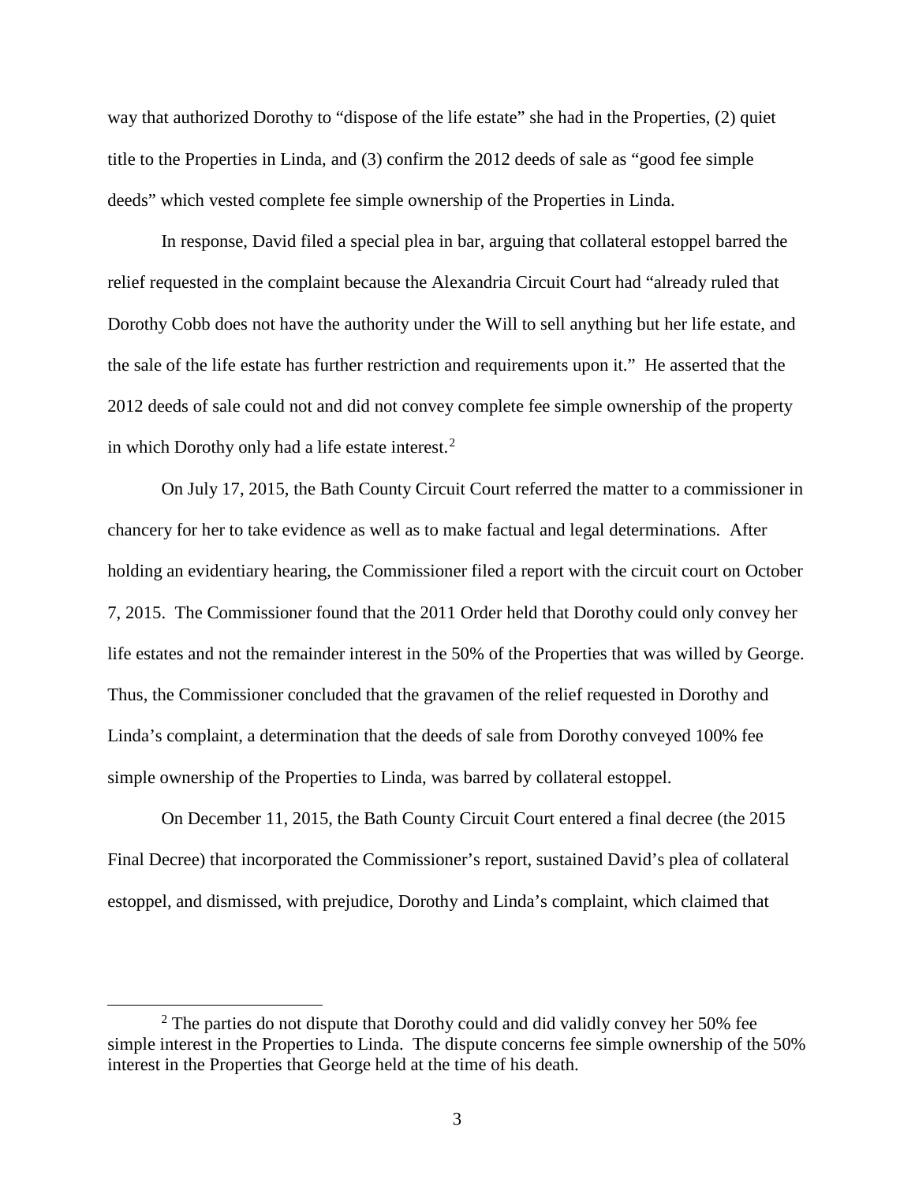way that authorized Dorothy to "dispose of the life estate" she had in the Properties, (2) quiet title to the Properties in Linda, and (3) confirm the 2012 deeds of sale as "good fee simple deeds" which vested complete fee simple ownership of the Properties in Linda.

In response, David filed a special plea in bar, arguing that collateral estoppel barred the relief requested in the complaint because the Alexandria Circuit Court had "already ruled that Dorothy Cobb does not have the authority under the Will to sell anything but her life estate, and the sale of the life estate has further restriction and requirements upon it." He asserted that the 2012 deeds of sale could not and did not convey complete fee simple ownership of the property in which Dorothy only had a life estate interest.[2]

On July 17, 2015, the Bath County Circuit Court referred the matter to a commissioner in chancery for her to take evidence as well as to make factual and legal determinations. After holding an evidentiary hearing, the Commissioner filed a report with the circuit court on October 7, 2015. The Commissioner found that the 2011 Order held that Dorothy could only convey her life estates and not the remainder interest in the 50% of the Properties that was willed by George. Thus, the Commissioner concluded that the gravamen of the relief requested in Dorothy and Linda's complaint, a determination that the deeds of sale from Dorothy conveyed 100% fee simple ownership of the Properties to Linda, was barred by collateral estoppel.

On December 11, 2015, the Bath County Circuit Court entered a final decree (the 2015 Final Decree) that incorporated the Commissioner's report, sustained David's plea of collateral estoppel, and dismissed, with prejudice, Dorothy and Linda's complaint, which claimed that

[2] The parties do not dispute that Dorothy could and did validly convey her 50% fee simple interest in the Properties to Linda. The dispute concerns fee simple ownership of the 50% interest in the Properties that George held at the time of his death.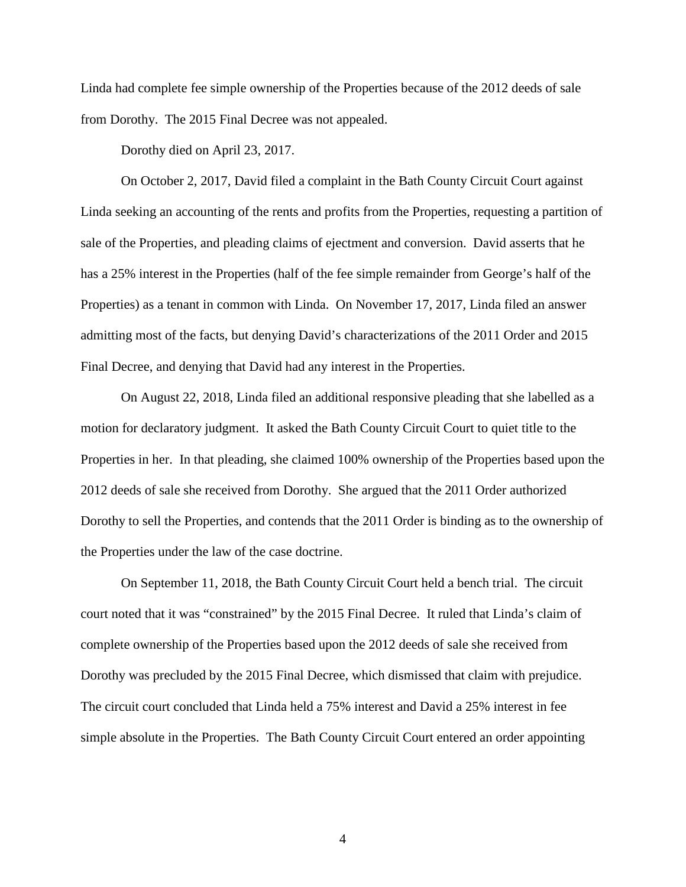Linda had complete fee simple ownership of the Properties because of the 2012 deeds of sale from Dorothy. The 2015 Final Decree was not appealed.

Dorothy died on April 23, 2017.

On October 2, 2017, David filed a complaint in the Bath County Circuit Court against Linda seeking an accounting of the rents and profits from the Properties, requesting a partition of sale of the Properties, and pleading claims of ejectment and conversion. David asserts that he has a 25% interest in the Properties (half of the fee simple remainder from George's half of the Properties) as a tenant in common with Linda. On November 17, 2017, Linda filed an answer admitting most of the facts, but denying David's characterizations of the 2011 Order and 2015 Final Decree, and denying that David had any interest in the Properties.

On August 22, 2018, Linda filed an additional responsive pleading that she labelled as a motion for declaratory judgment. It asked the Bath County Circuit Court to quiet title to the Properties in her. In that pleading, she claimed 100% ownership of the Properties based upon the 2012 deeds of sale she received from Dorothy. She argued that the 2011 Order authorized Dorothy to sell the Properties, and contends that the 2011 Order is binding as to the ownership of the Properties under the law of the case doctrine.

On September 11, 2018, the Bath County Circuit Court held a bench trial. The circuit court noted that it was "constrained" by the 2015 Final Decree. It ruled that Linda's claim of complete ownership of the Properties based upon the 2012 deeds of sale she received from Dorothy was precluded by the 2015 Final Decree, which dismissed that claim with prejudice. The circuit court concluded that Linda held a 75% interest and David a 25% interest in fee simple absolute in the Properties. The Bath County Circuit Court entered an order appointing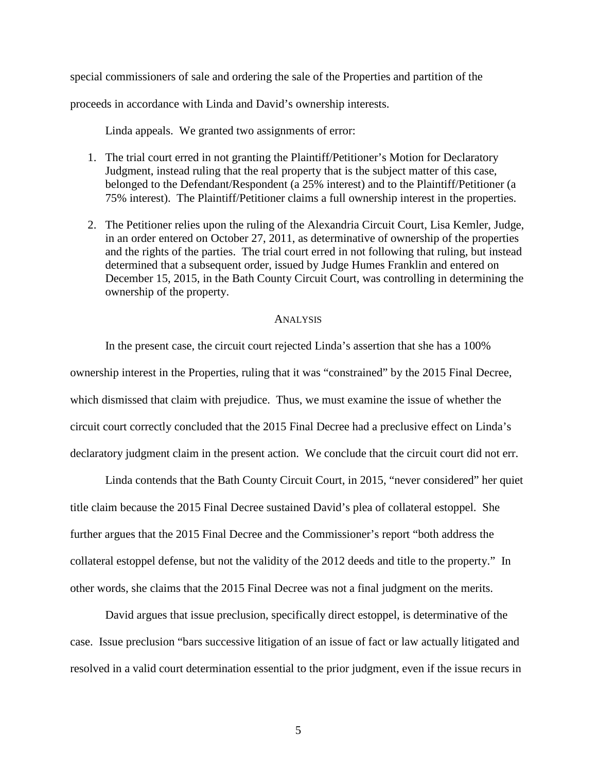special commissioners of sale and ordering the sale of the Properties and partition of the proceeds in accordance with Linda and David's ownership interests.

Linda appeals. We granted two assignments of error:

1. The trial court erred in not granting the Plaintiff/Petitioner's Motion for Declaratory Judgment, instead ruling that the real property that is the subject matter of this case, belonged to the Defendant/Respondent (a 25% interest) and to the Plaintiff/Petitioner (a 75% interest). The Plaintiff/Petitioner claims a full ownership interest in the properties.

2. The Petitioner relies upon the ruling of the Alexandria Circuit Court, Lisa Kemler, Judge, in an order entered on October 27, 2011, as determinative of ownership of the properties and the rights of the parties. The trial court erred in not following that ruling, but instead determined that a subsequent order, issued by Judge Humes Franklin and entered on December 15, 2015, in the Bath County Circuit Court, was controlling in determining the ownership of the property.

## ANALYSIS

In the present case, the circuit court rejected Linda's assertion that she has a 100% ownership interest in the Properties, ruling that it was "constrained" by the 2015 Final Decree, which dismissed that claim with prejudice. Thus, we must examine the issue of whether the circuit court correctly concluded that the 2015 Final Decree had a preclusive effect on Linda's declaratory judgment claim in the present action. We conclude that the circuit court did not err.

Linda contends that the Bath County Circuit Court, in 2015, "never considered" her quiet title claim because the 2015 Final Decree sustained David's plea of collateral estoppel. She further argues that the 2015 Final Decree and the Commissioner's report "both address the collateral estoppel defense, but not the validity of the 2012 deeds and title to the property." In other words, she claims that the 2015 Final Decree was not a final judgment on the merits.

David argues that issue preclusion, specifically direct estoppel, is determinative of the case. Issue preclusion "bars successive litigation of an issue of fact or law actually litigated and resolved in a valid court determination essential to the prior judgment, even if the issue recurs in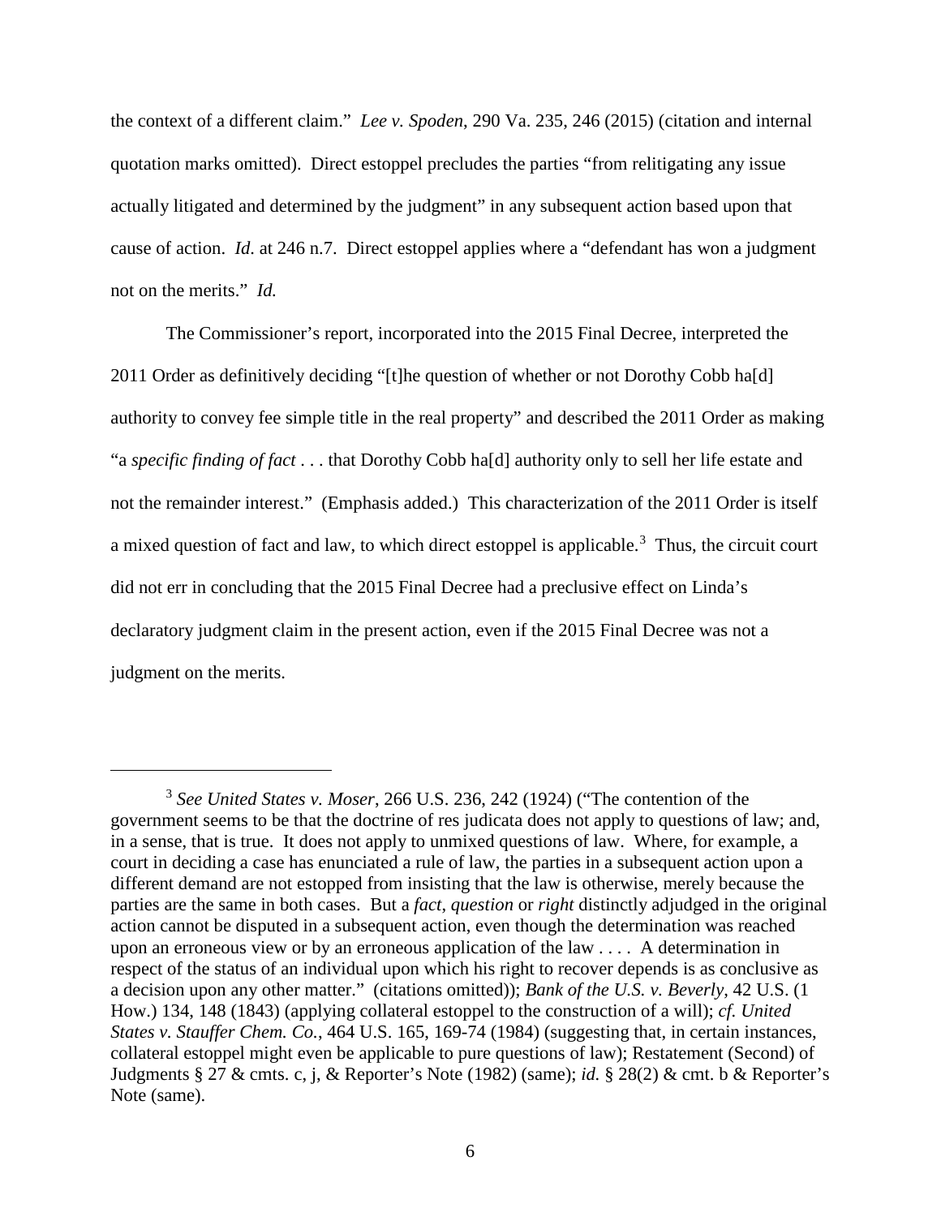the context of a different claim." *Lee v. Spoden*, 290 Va. 235, 246 (2015) (citation and internal quotation marks omitted). Direct estoppel precludes the parties "from relitigating any issue actually litigated and determined by the judgment" in any subsequent action based upon that cause of action. *Id.* at 246 n.7. Direct estoppel applies where a "defendant has won a judgment not on the merits." *Id.*

The Commissioner's report, incorporated into the 2015 Final Decree, interpreted the 2011 Order as definitively deciding "[t]he question of whether or not Dorothy Cobb ha[d] authority to convey fee simple title in the real property" and described the 2011 Order as making "a *specific finding of fact* . . . that Dorothy Cobb ha[d] authority only to sell her life estate and not the remainder interest." (Emphasis added.) This characterization of the 2011 Order is itself a mixed question of fact and law, to which direct estoppel is applicable.[3] Thus, the circuit court did not err in concluding that the 2015 Final Decree had a preclusive effect on Linda's declaratory judgment claim in the present action, even if the 2015 Final Decree was not a judgment on the merits.

---

[3] *See United States v. Moser*, 266 U.S. 236, 242 (1924) ("The contention of the government seems to be that the doctrine of res judicata does not apply to questions of law; and, in a sense, that is true. It does not apply to unmixed questions of law. Where, for example, a court in deciding a case has enunciated a rule of law, the parties in a subsequent action upon a different demand are not estopped from insisting that the law is otherwise, merely because the parties are the same in both cases. But a *fact*, *question* or *right* distinctly adjudged in the original action cannot be disputed in a subsequent action, even though the determination was reached upon an erroneous view or by an erroneous application of the law . . . . A determination in respect of the status of an individual upon which his right to recover depends is as conclusive as a decision upon any other matter." (citations omitted)); *Bank of the U.S. v. Beverly*, 42 U.S. (1 How.) 134, 148 (1843) (applying collateral estoppel to the construction of a will); *cf. United States v. Stauffer Chem. Co.*, 464 U.S. 165, 169-74 (1984) (suggesting that, in certain instances, collateral estoppel might even be applicable to pure questions of law); Restatement (Second) of Judgments § 27 & cmts. c, j, & Reporter's Note (1982) (same); *id.* § 28(2) & cmt. b & Reporter's Note (same).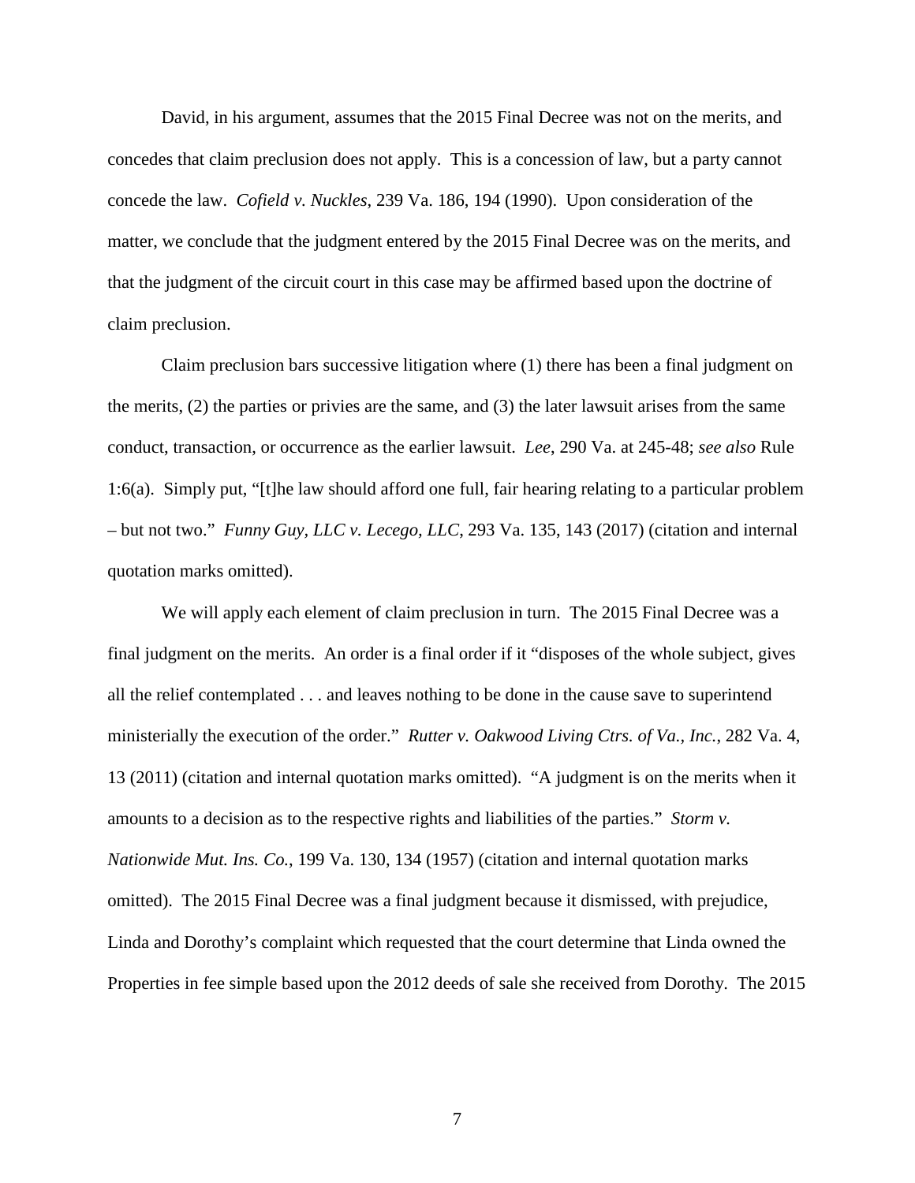David, in his argument, assumes that the 2015 Final Decree was not on the merits, and concedes that claim preclusion does not apply. This is a concession of law, but a party cannot concede the law. *Cofield v. Nuckles*, 239 Va. 186, 194 (1990). Upon consideration of the matter, we conclude that the judgment entered by the 2015 Final Decree was on the merits, and that the judgment of the circuit court in this case may be affirmed based upon the doctrine of claim preclusion.

Claim preclusion bars successive litigation where (1) there has been a final judgment on the merits, (2) the parties or privies are the same, and (3) the later lawsuit arises from the same conduct, transaction, or occurrence as the earlier lawsuit. *Lee*, 290 Va. at 245-48; *see also* Rule 1:6(a). Simply put, "[t]he law should afford one full, fair hearing relating to a particular problem – but not two." *Funny Guy, LLC v. Lecego, LLC*, 293 Va. 135, 143 (2017) (citation and internal quotation marks omitted).

We will apply each element of claim preclusion in turn. The 2015 Final Decree was a final judgment on the merits. An order is a final order if it "disposes of the whole subject, gives all the relief contemplated . . . and leaves nothing to be done in the cause save to superintend ministerially the execution of the order." *Rutter v. Oakwood Living Ctrs. of Va., Inc.*, 282 Va. 4, 13 (2011) (citation and internal quotation marks omitted). "A judgment is on the merits when it amounts to a decision as to the respective rights and liabilities of the parties." *Storm v. Nationwide Mut. Ins. Co.*, 199 Va. 130, 134 (1957) (citation and internal quotation marks omitted). The 2015 Final Decree was a final judgment because it dismissed, with prejudice, Linda and Dorothy's complaint which requested that the court determine that Linda owned the Properties in fee simple based upon the 2012 deeds of sale she received from Dorothy. The 2015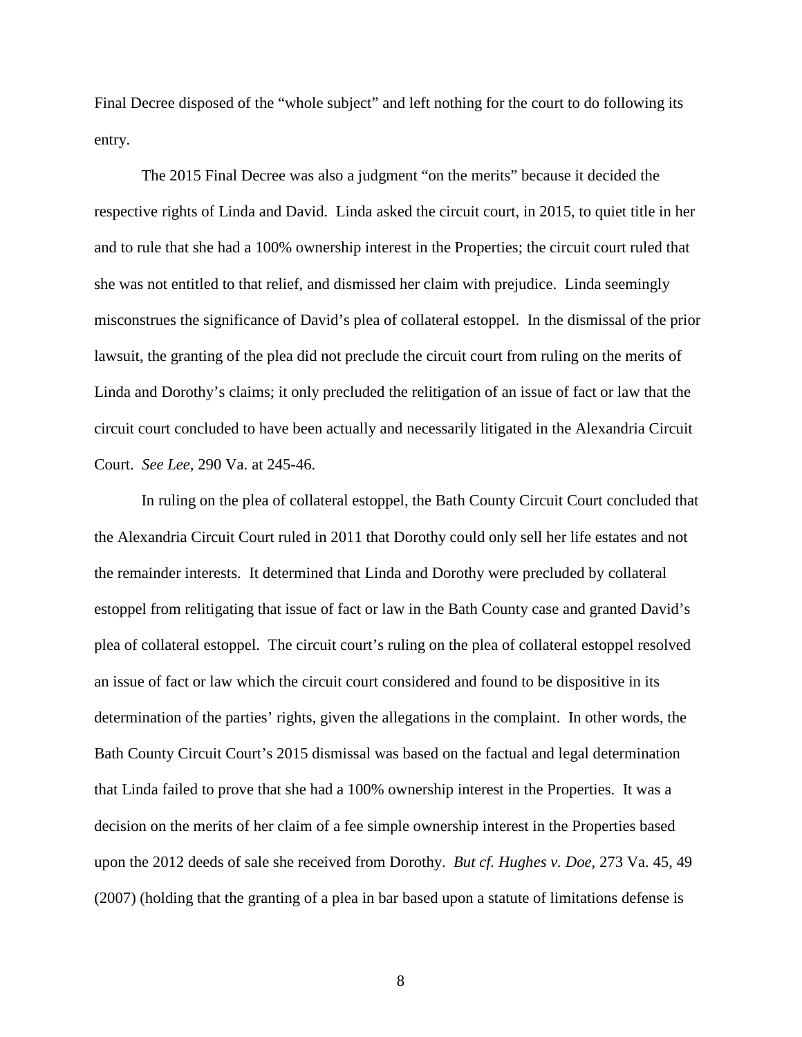Final Decree disposed of the "whole subject" and left nothing for the court to do following its entry.

The 2015 Final Decree was also a judgment "on the merits" because it decided the respective rights of Linda and David. Linda asked the circuit court, in 2015, to quiet title in her and to rule that she had a 100% ownership interest in the Properties; the circuit court ruled that she was not entitled to that relief, and dismissed her claim with prejudice. Linda seemingly misconstrues the significance of David's plea of collateral estoppel. In the dismissal of the prior lawsuit, the granting of the plea did not preclude the circuit court from ruling on the merits of Linda and Dorothy's claims; it only precluded the relitigation of an issue of fact or law that the circuit court concluded to have been actually and necessarily litigated in the Alexandria Circuit Court. *See Lee*, 290 Va. at 245-46.

In ruling on the plea of collateral estoppel, the Bath County Circuit Court concluded that the Alexandria Circuit Court ruled in 2011 that Dorothy could only sell her life estates and not the remainder interests. It determined that Linda and Dorothy were precluded by collateral estoppel from relitigating that issue of fact or law in the Bath County case and granted David's plea of collateral estoppel. The circuit court's ruling on the plea of collateral estoppel resolved an issue of fact or law which the circuit court considered and found to be dispositive in its determination of the parties' rights, given the allegations in the complaint. In other words, the Bath County Circuit Court's 2015 dismissal was based on the factual and legal determination that Linda failed to prove that she had a 100% ownership interest in the Properties. It was a decision on the merits of her claim of a fee simple ownership interest in the Properties based upon the 2012 deeds of sale she received from Dorothy. *But cf. Hughes v. Doe*, 273 Va. 45, 49 (2007) (holding that the granting of a plea in bar based upon a statute of limitations defense is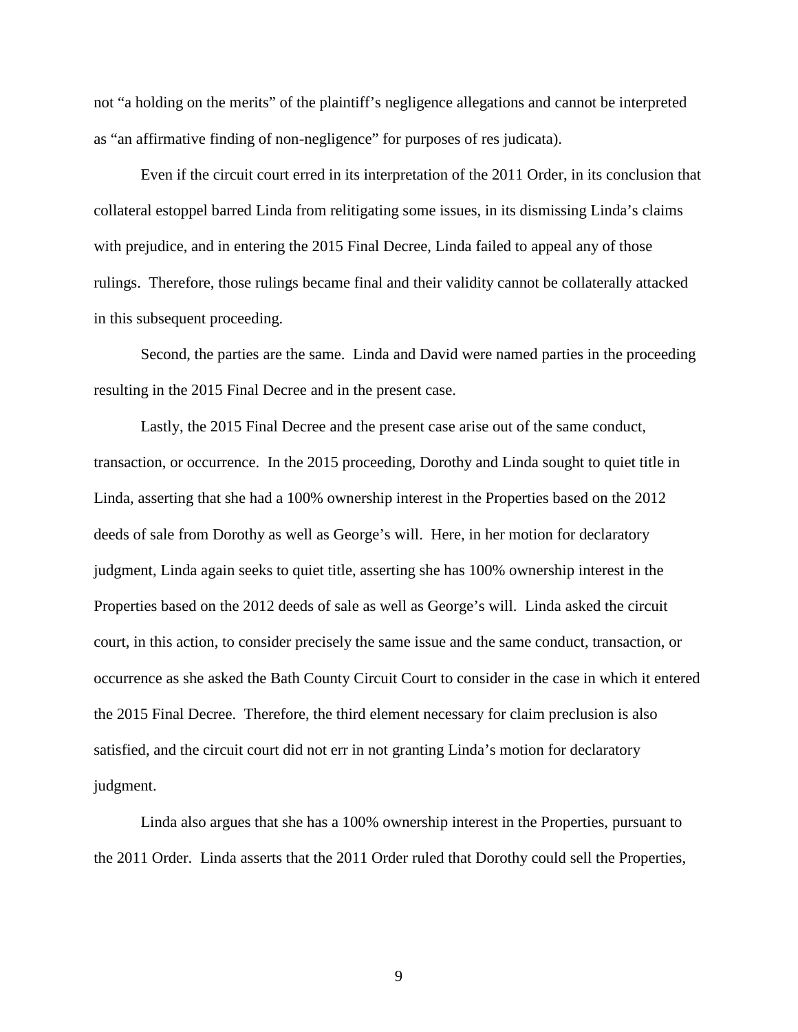not "a holding on the merits" of the plaintiff's negligence allegations and cannot be interpreted as "an affirmative finding of non-negligence" for purposes of res judicata).

Even if the circuit court erred in its interpretation of the 2011 Order, in its conclusion that collateral estoppel barred Linda from relitigating some issues, in its dismissing Linda's claims with prejudice, and in entering the 2015 Final Decree, Linda failed to appeal any of those rulings. Therefore, those rulings became final and their validity cannot be collaterally attacked in this subsequent proceeding.

Second, the parties are the same. Linda and David were named parties in the proceeding resulting in the 2015 Final Decree and in the present case.

Lastly, the 2015 Final Decree and the present case arise out of the same conduct, transaction, or occurrence. In the 2015 proceeding, Dorothy and Linda sought to quiet title in Linda, asserting that she had a 100% ownership interest in the Properties based on the 2012 deeds of sale from Dorothy as well as George's will. Here, in her motion for declaratory judgment, Linda again seeks to quiet title, asserting she has 100% ownership interest in the Properties based on the 2012 deeds of sale as well as George's will. Linda asked the circuit court, in this action, to consider precisely the same issue and the same conduct, transaction, or occurrence as she asked the Bath County Circuit Court to consider in the case in which it entered the 2015 Final Decree. Therefore, the third element necessary for claim preclusion is also satisfied, and the circuit court did not err in not granting Linda's motion for declaratory judgment.

Linda also argues that she has a 100% ownership interest in the Properties, pursuant to the 2011 Order. Linda asserts that the 2011 Order ruled that Dorothy could sell the Properties,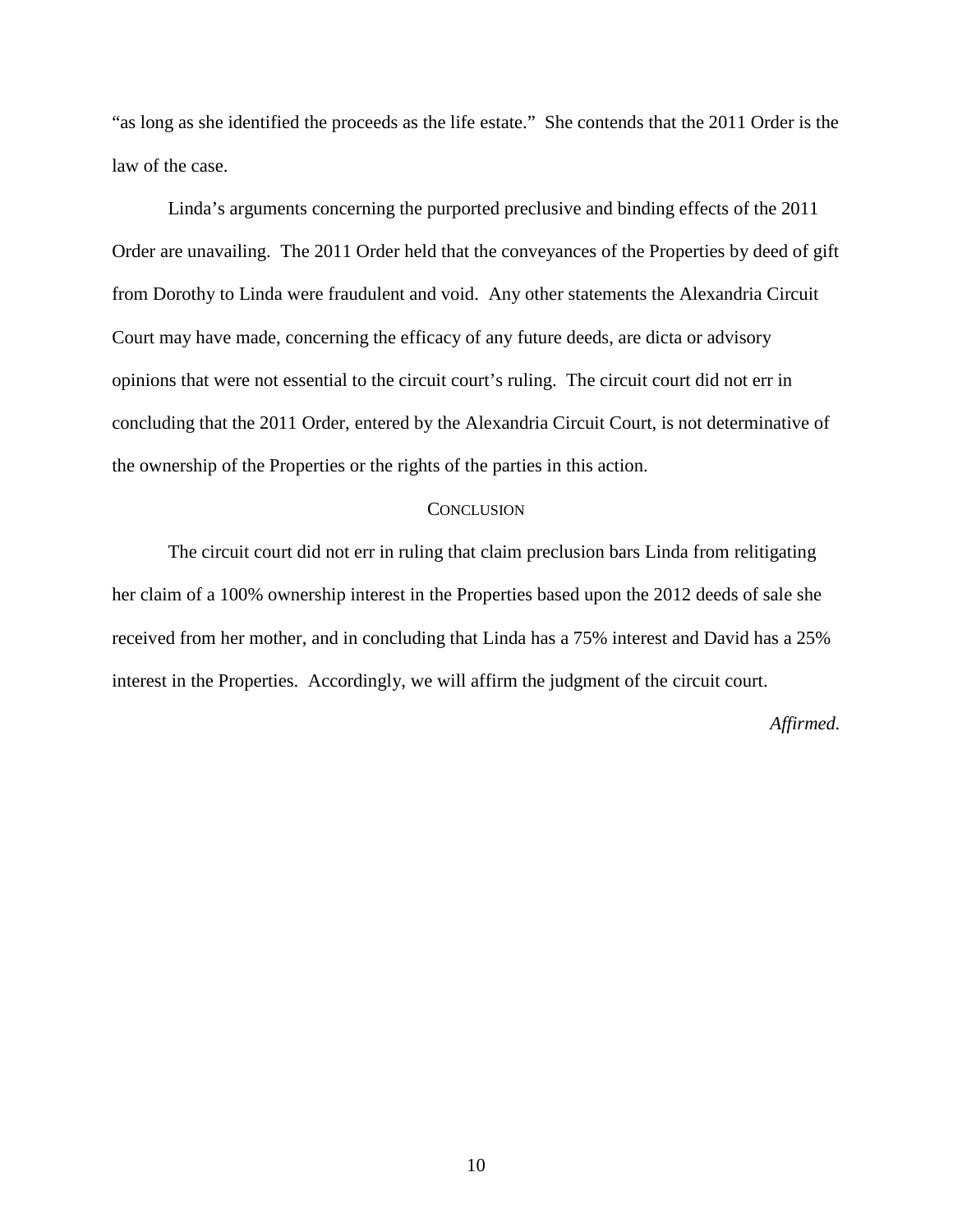"as long as she identified the proceeds as the life estate." She contends that the 2011 Order is the law of the case.

Linda's arguments concerning the purported preclusive and binding effects of the 2011 Order are unavailing. The 2011 Order held that the conveyances of the Properties by deed of gift from Dorothy to Linda were fraudulent and void. Any other statements the Alexandria Circuit Court may have made, concerning the efficacy of any future deeds, are dicta or advisory opinions that were not essential to the circuit court's ruling. The circuit court did not err in concluding that the 2011 Order, entered by the Alexandria Circuit Court, is not determinative of the ownership of the Properties or the rights of the parties in this action.

## CONCLUSION

The circuit court did not err in ruling that claim preclusion bars Linda from relitigating her claim of a 100% ownership interest in the Properties based upon the 2012 deeds of sale she received from her mother, and in concluding that Linda has a 75% interest and David has a 25% interest in the Properties. Accordingly, we will affirm the judgment of the circuit court.

*Affirmed.*